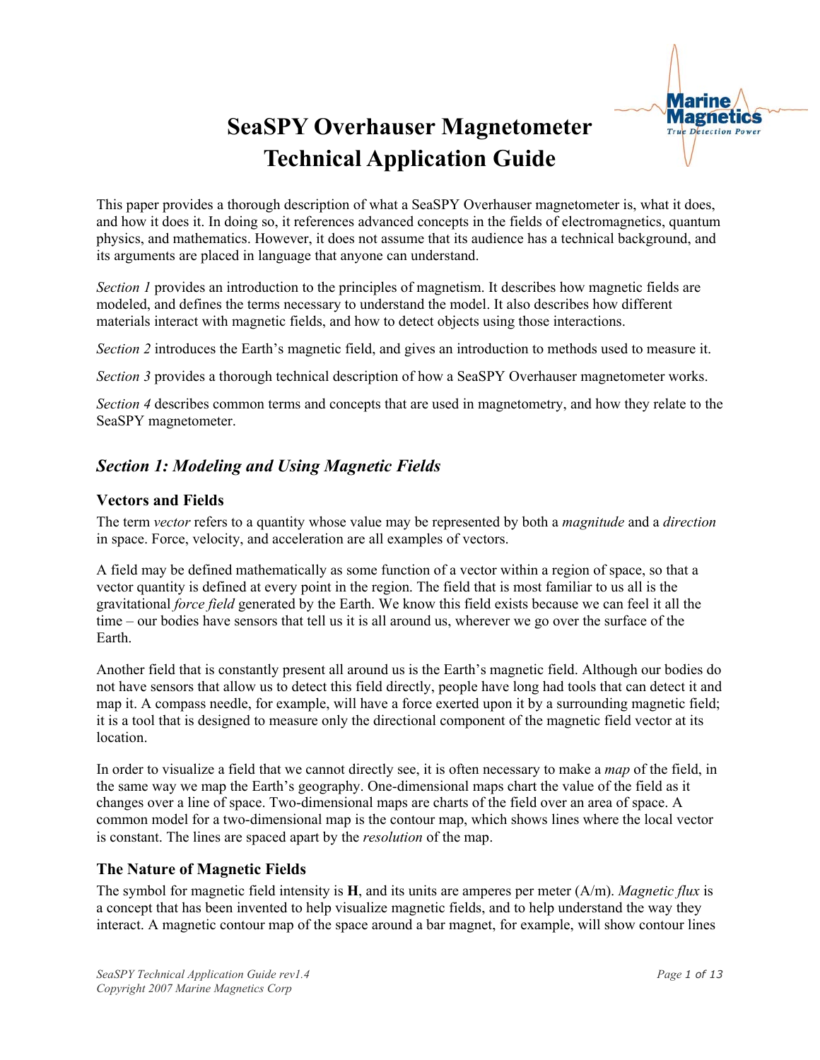# SeaSPY Overhauser Magnetometer Technical Application Guide

This paper provides a thorough description of what a SeaSPY Overhauser magnetometer is, what it does, and how it does it. In doing so, it references advanced concepts in the fields of electromagnetics, quantum physics, and mathematics. However, it does not assume that its audience has a technical background, and its arguments are placed in language that anyone can understand.

*Section 1* provides an introduction to the principles of magnetism. It describes how magnetic fields are modeled, and defines the terms necessary to understand the model. It also describes how different materials interact with magnetic fields, and how to detect objects using those interactions.

*Section 2* introduces the Earth's magnetic field, and gives an introduction to methods used to measure it.

*Section 3* provides a thorough technical description of how a SeaSPY Overhauser magnetometer works.

*Section 4* describes common terms and concepts that are used in magnetometry, and how they relate to the SeaSPY magnetometer.

## *Section 1: Modeling and Using Magnetic Fields*

### Vectors and Fields

The term *vector* refers to a quantity whose value may be represented by both a *magnitude* and a *direction* in space. Force, velocity, and acceleration are all examples of vectors.

A field may be defined mathematically as some function of a vector within a region of space, so that a vector quantity is defined at every point in the region. The field that is most familiar to us all is the gravitational *force field* generated by the Earth. We know this field exists because we can feel it all the time – our bodies have sensors that tell us it is all around us, wherever we go over the surface of the Earth.

Another field that is constantly present all around us is the Earth's magnetic field. Although our bodies do not have sensors that allow us to detect this field directly, people have long had tools that can detect it and map it. A compass needle, for example, will have a force exerted upon it by a surrounding magnetic field; it is a tool that is designed to measure only the directional component of the magnetic field vector at its location.

In order to visualize a field that we cannot directly see, it is often necessary to make a *map* of the field, in the same way we map the Earth's geography. One-dimensional maps chart the value of the field as it changes over a line of space. Two-dimensional maps are charts of the field over an area of space. A common model for a two-dimensional map is the contour map, which shows lines where the local vector is constant. The lines are spaced apart by the *resolution* of the map.

### The Nature of Magnetic Fields

The symbol for magnetic field intensity is **H**, and its units are amperes per meter (A/m). *Magnetic flux* is a concept that has been invented to help visualize magnetic fields, and to help understand the way they interact. A magnetic contour map of the space around a bar magnet, for example, will show contour lines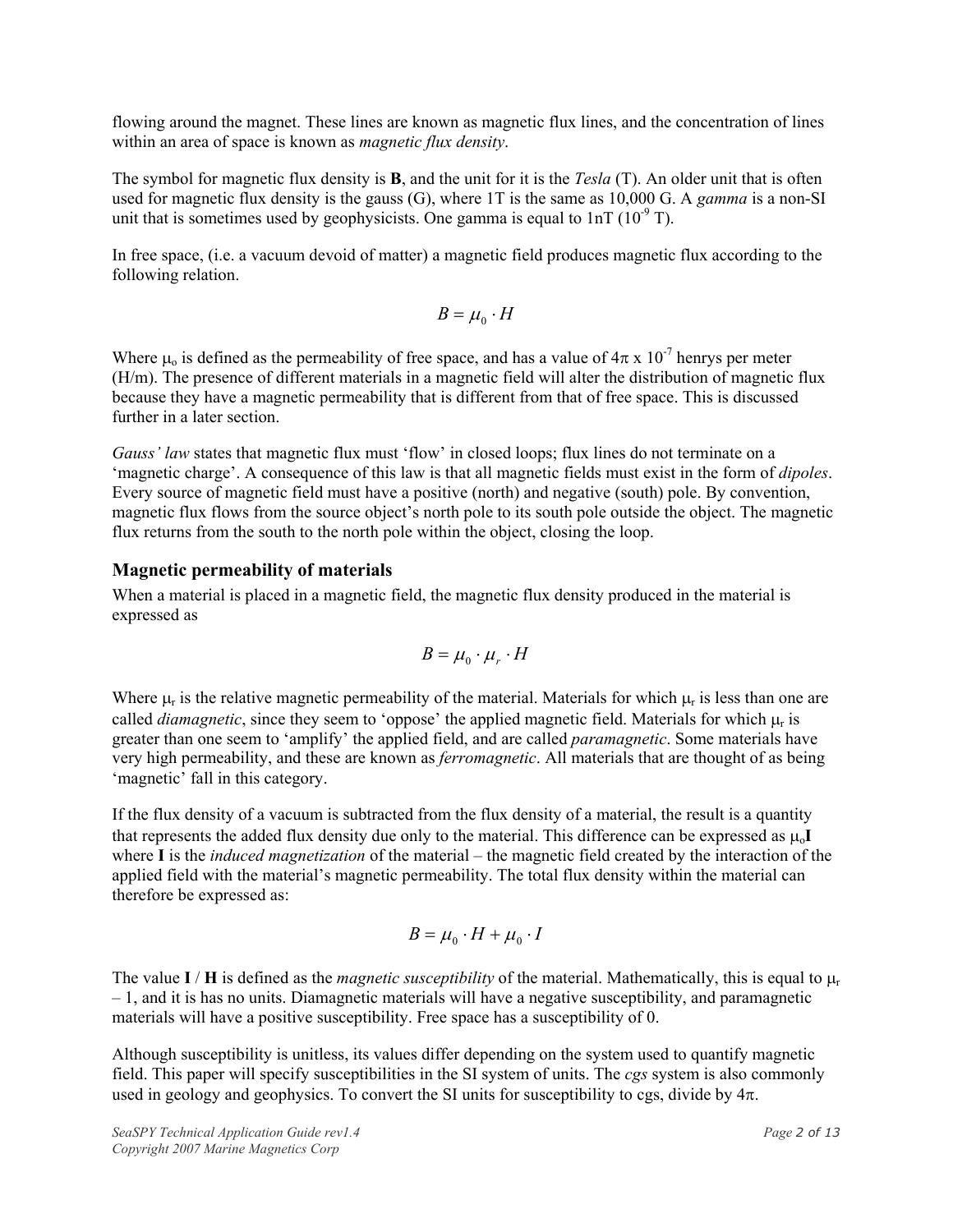flowing around the magnet. These lines are known as magnetic flux lines, and the concentration of lines within an area of space is known as *magnetic flux density*.

The symbol for magnetic flux density is **B**, and the unit for it is the *Tesla* (T). An older unit that is often used for magnetic flux density is the gauss (G), where 1T is the same as 10,000 G. A *gamma* is a non-SI unit that is sometimes used by geophysicists. One gamma is equal to 1nT ($10^{-9}$ T).

In free space, (i.e. a vacuum devoid of matter) a magnetic field produces magnetic flux according to the following relation.

$$B = \mu_0 \cdot H$$

Where $\mu_o$ is defined as the permeability of free space, and has a value of $4\pi \times 10^{-7}$ henrys per meter (H/m). The presence of different materials in a magnetic field will alter the distribution of magnetic flux because they have a magnetic permeability that is different from that of free space. This is discussed further in a later section.

*Gauss' law* states that magnetic flux must 'flow' in closed loops; flux lines do not terminate on a 'magnetic charge'. A consequence of this law is that all magnetic fields must exist in the form of *dipoles*. Every source of magnetic field must have a positive (north) and negative (south) pole. By convention, magnetic flux flows from the source object's north pole to its south pole outside the object. The magnetic flux returns from the south to the north pole within the object, closing the loop.

## Magnetic permeability of materials

When a material is placed in a magnetic field, the magnetic flux density produced in the material is expressed as

$$B = \mu_0 \cdot \mu_r \cdot H$$

Where $\mu_r$ is the relative magnetic permeability of the material. Materials for which $\mu_r$ is less than one are called *diamagnetic*, since they seem to 'oppose' the applied magnetic field. Materials for which $\mu_r$ is greater than one seem to 'amplify' the applied field, and are called *paramagnetic*. Some materials have very high permeability, and these are known as *ferromagnetic*. All materials that are thought of as being 'magnetic' fall in this category.

If the flux density of a vacuum is subtracted from the flux density of a material, the result is a quantity that represents the added flux density due only to the material. This difference can be expressed as $\mu_o \mathbf{I}$ where **I** is the *induced magnetization* of the material – the magnetic field created by the interaction of the applied field with the material's magnetic permeability. The total flux density within the material can therefore be expressed as:

$$B = \mu_0 \cdot H + \mu_0 \cdot I$$

The value **I** / **H** is defined as the *magnetic susceptibility* of the material. Mathematically, this is equal to $\mu_r - 1$, and it is has no units. Diamagnetic materials will have a negative susceptibility, and paramagnetic materials will have a positive susceptibility. Free space has a susceptibility of 0.

Although susceptibility is unitless, its values differ depending on the system used to quantify magnetic field. This paper will specify susceptibilities in the SI system of units. The *cgs* system is also commonly used in geology and geophysics. To convert the SI units for susceptibility to cgs, divide by $4\pi$.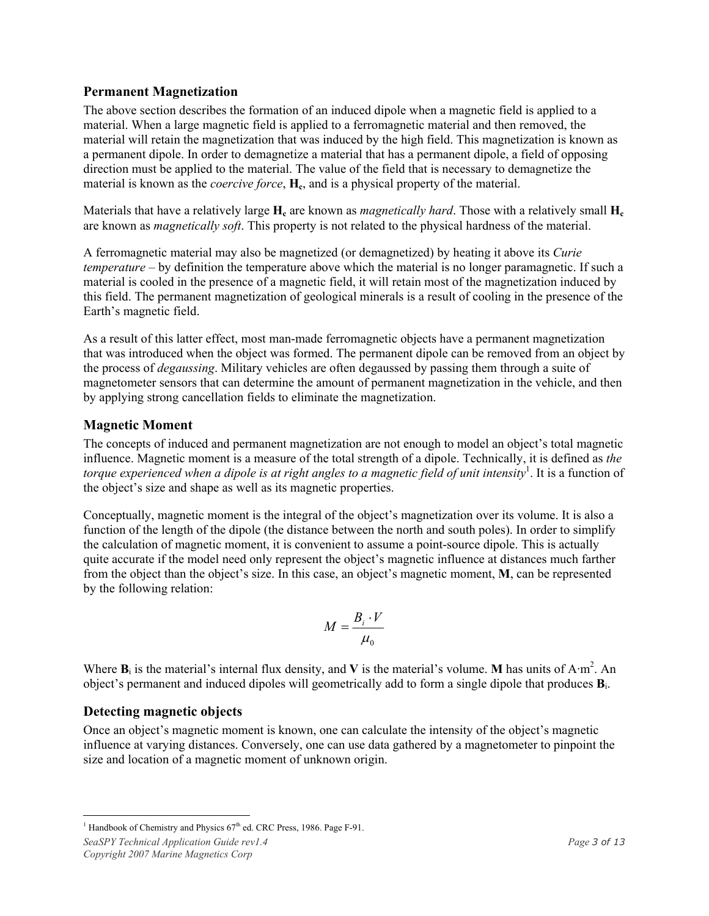## Permanent Magnetization

The above section describes the formation of an induced dipole when a magnetic field is applied to a material. When a large magnetic field is applied to a ferromagnetic material and then removed, the material will retain the magnetization that was induced by the high field. This magnetization is known as a permanent dipole. In order to demagnetize a material that has a permanent dipole, a field of opposing direction must be applied to the material. The value of the field that is necessary to demagnetize the material is known as the *coercive force*, $\mathbf{H_c}$, and is a physical property of the material.

Materials that have a relatively large $\mathbf{H_c}$ are known as *magnetically hard*. Those with a relatively small $\mathbf{H_c}$ are known as *magnetically soft*. This property is not related to the physical hardness of the material.

A ferromagnetic material may also be magnetized (or demagnetized) by heating it above its *Curie temperature* – by definition the temperature above which the material is no longer paramagnetic. If such a material is cooled in the presence of a magnetic field, it will retain most of the magnetization induced by this field. The permanent magnetization of geological minerals is a result of cooling in the presence of the Earth's magnetic field.

As a result of this latter effect, most man-made ferromagnetic objects have a permanent magnetization that was introduced when the object was formed. The permanent dipole can be removed from an object by the process of *degaussing*. Military vehicles are often degaussed by passing them through a suite of magnetometer sensors that can determine the amount of permanent magnetization in the vehicle, and then by applying strong cancellation fields to eliminate the magnetization.

## Magnetic Moment

The concepts of induced and permanent magnetization are not enough to model an object's total magnetic influence. Magnetic moment is a measure of the total strength of a dipole. Technically, it is defined as *the torque experienced when a dipole is at right angles to a magnetic field of unit intensity*[1]. It is a function of the object's size and shape as well as its magnetic properties.

Conceptually, magnetic moment is the integral of the object's magnetization over its volume. It is also a function of the length of the dipole (the distance between the north and south poles). In order to simplify the calculation of magnetic moment, it is convenient to assume a point-source dipole. This is actually quite accurate if the model need only represent the object's magnetic influence at distances much farther from the object than the object's size. In this case, an object's magnetic moment, $\mathbf{M}$, can be represented by the following relation:

$$M = \frac{B_i \cdot V}{\mu_0}$$

Where $\mathbf{B}_i$ is the material's internal flux density, and $\mathbf{V}$ is the material's volume. $\mathbf{M}$ has units of $A \cdot m^2$. An object's permanent and induced dipoles will geometrically add to form a single dipole that produces $\mathbf{B}_i$.

## Detecting magnetic objects

Once an object's magnetic moment is known, one can calculate the intensity of the object's magnetic influence at varying distances. Conversely, one can use data gathered by a magnetometer to pinpoint the size and location of a magnetic moment of unknown origin.

---

[1] Handbook of Chemistry and Physics 67th ed. CRC Press, 1986. Page F-91.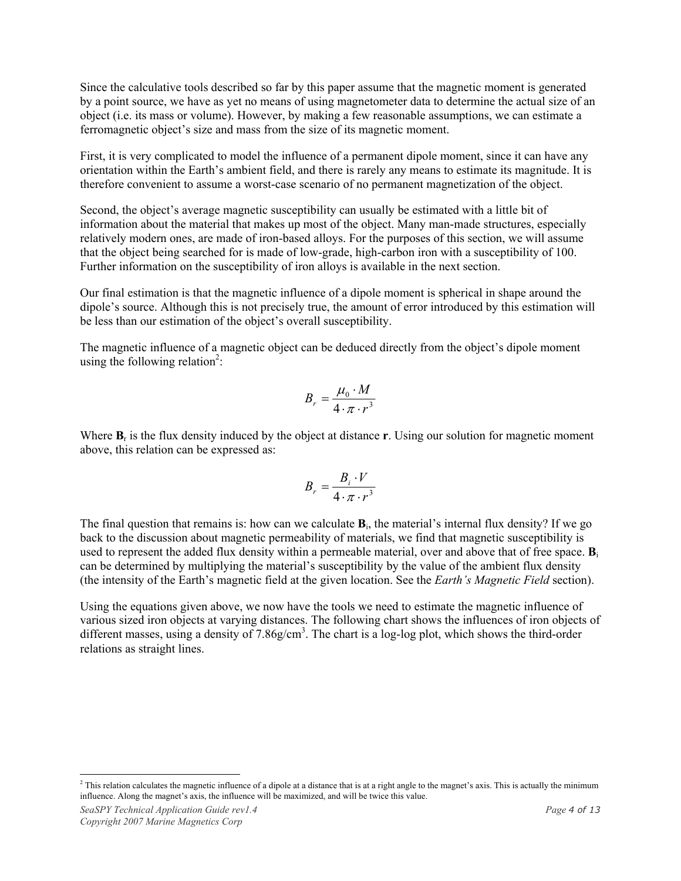Since the calculative tools described so far by this paper assume that the magnetic moment is generated by a point source, we have as yet no means of using magnetometer data to determine the actual size of an object (i.e. its mass or volume). However, by making a few reasonable assumptions, we can estimate a ferromagnetic object's size and mass from the size of its magnetic moment.

First, it is very complicated to model the influence of a permanent dipole moment, since it can have any orientation within the Earth's ambient field, and there is rarely any means to estimate its magnitude. It is therefore convenient to assume a worst-case scenario of no permanent magnetization of the object.

Second, the object's average magnetic susceptibility can usually be estimated with a little bit of information about the material that makes up most of the object. Many man-made structures, especially relatively modern ones, are made of iron-based alloys. For the purposes of this section, we will assume that the object being searched for is made of low-grade, high-carbon iron with a susceptibility of 100. Further information on the susceptibility of iron alloys is available in the next section.

Our final estimation is that the magnetic influence of a dipole moment is spherical in shape around the dipole's source. Although this is not precisely true, the amount of error introduced by this estimation will be less than our estimation of the object's overall susceptibility.

The magnetic influence of a magnetic object can be deduced directly from the object's dipole moment using the following relation[2]:

$$B_r = \frac{\mu_0 \cdot M}{4 \cdot \pi \cdot r^3}$$

Where $\mathbf{B}_r$ is the flux density induced by the object at distance **r**. Using our solution for magnetic moment above, this relation can be expressed as:

$$B_r = \frac{B_i \cdot V}{4 \cdot \pi \cdot r^3}$$

The final question that remains is: how can we calculate $\mathbf{B}_i$, the material's internal flux density? If we go back to the discussion about magnetic permeability of materials, we find that magnetic susceptibility is used to represent the added flux density within a permeable material, over and above that of free space. $\mathbf{B}_i$ can be determined by multiplying the material's susceptibility by the value of the ambient flux density (the intensity of the Earth's magnetic field at the given location. See the *Earth's Magnetic Field* section).

Using the equations given above, we now have the tools we need to estimate the magnetic influence of various sized iron objects at varying distances. The following chart shows the influences of iron objects of different masses, using a density of 7.86g/cm$^3$. The chart is a log-log plot, which shows the third-order relations as straight lines.

---

[2] This relation calculates the magnetic influence of a dipole at a distance that is at a right angle to the magnet's axis. This is actually the minimum influence. Along the magnet's axis, the influence will be maximized, and will be twice this value.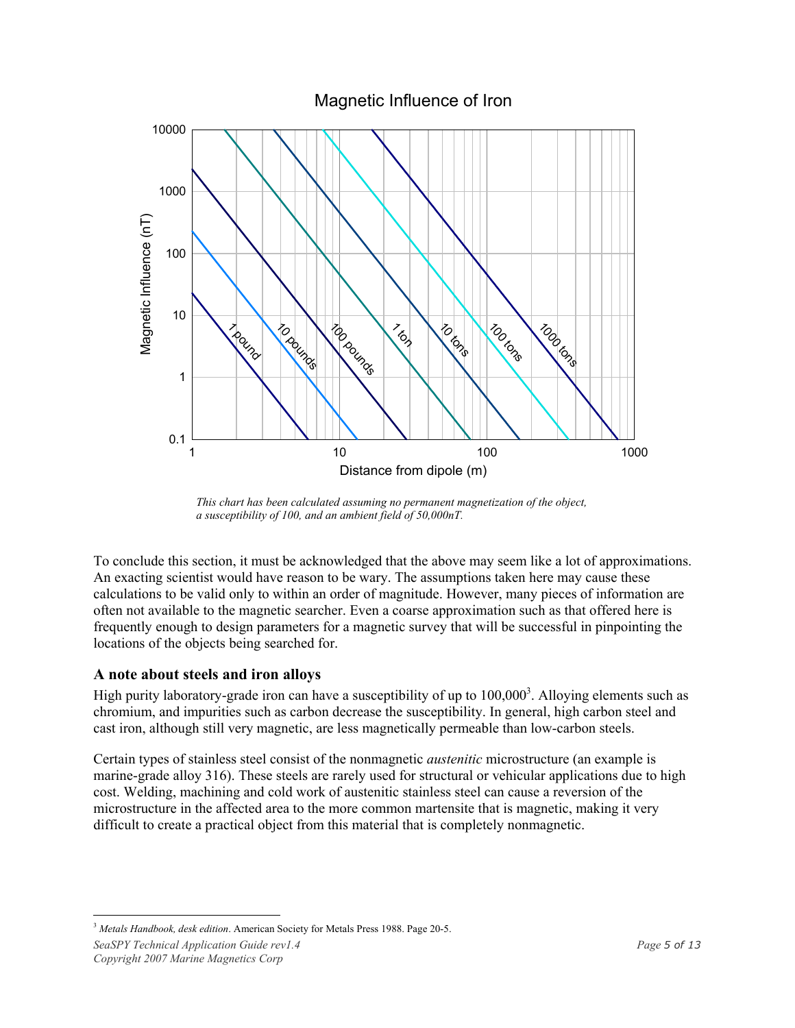Magnetic Influence of Iron

*This chart has been calculated assuming no permanent magnetization of the object, a susceptibility of 100, and an ambient field of 50,000nT.*

To conclude this section, it must be acknowledged that the above may seem like a lot of approximations. An exacting scientist would have reason to be wary. The assumptions taken here may cause these calculations to be valid only to within an order of magnitude. However, many pieces of information are often not available to the magnetic searcher. Even a coarse approximation such as that offered here is frequently enough to design parameters for a magnetic survey that will be successful in pinpointing the locations of the objects being searched for.

### A note about steels and iron alloys

High purity laboratory-grade iron can have a susceptibility of up to 100,000[3]. Alloying elements such as chromium, and impurities such as carbon decrease the susceptibility. In general, high carbon steel and cast iron, although still very magnetic, are less magnetically permeable than low-carbon steels.

Certain types of stainless steel consist of the nonmagnetic *austenitic* microstructure (an example is marine-grade alloy 316). These steels are rarely used for structural or vehicular applications due to high cost. Welding, machining and cold work of austenitic stainless steel can cause a reversion of the microstructure in the affected area to the more common martensite that is magnetic, making it very difficult to create a practical object from this material that is completely nonmagnetic.

---

[3] *Metals Handbook, desk edition*. American Society for Metals Press 1988. Page 20-5.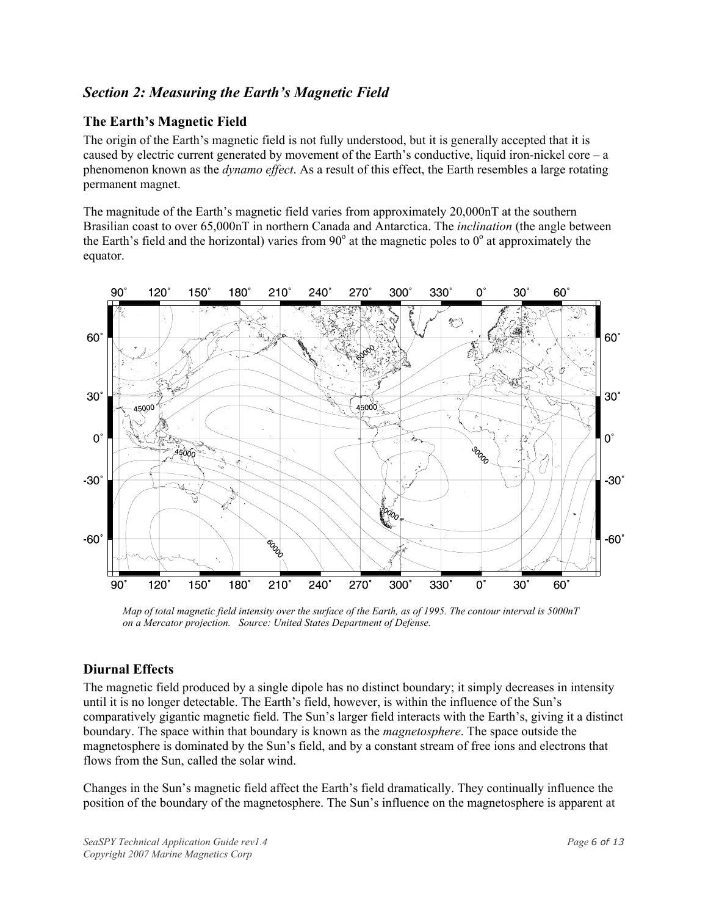## *Section 2: Measuring the Earth's Magnetic Field*

### The Earth's Magnetic Field

The origin of the Earth's magnetic field is not fully understood, but it is generally accepted that it is caused by electric current generated by movement of the Earth's conductive, liquid iron-nickel core – a phenomenon known as the *dynamo effect*. As a result of this effect, the Earth resembles a large rotating permanent magnet.

The magnitude of the Earth's magnetic field varies from approximately 20,000nT at the southern Brasilian coast to over 65,000nT in northern Canada and Antarctica. The *inclination* (the angle between the Earth's field and the horizontal) varies from $90^o$ at the magnetic poles to $0^o$ at approximately the equator.

*Map of total magnetic field intensity over the surface of the Earth, as of 1995. The contour interval is 5000nT on a Mercator projection. Source: United States Department of Defense.*

### Diurnal Effects

The magnetic field produced by a single dipole has no distinct boundary; it simply decreases in intensity until it is no longer detectable. The Earth's field, however, is within the influence of the Sun's comparatively gigantic magnetic field. The Sun's larger field interacts with the Earth's, giving it a distinct boundary. The space within that boundary is known as the *magnetosphere*. The space outside the magnetosphere is dominated by the Sun's field, and by a constant stream of free ions and electrons that flows from the Sun, called the solar wind.

Changes in the Sun's magnetic field affect the Earth's field dramatically. They continually influence the position of the boundary of the magnetosphere. The Sun's influence on the magnetosphere is apparent at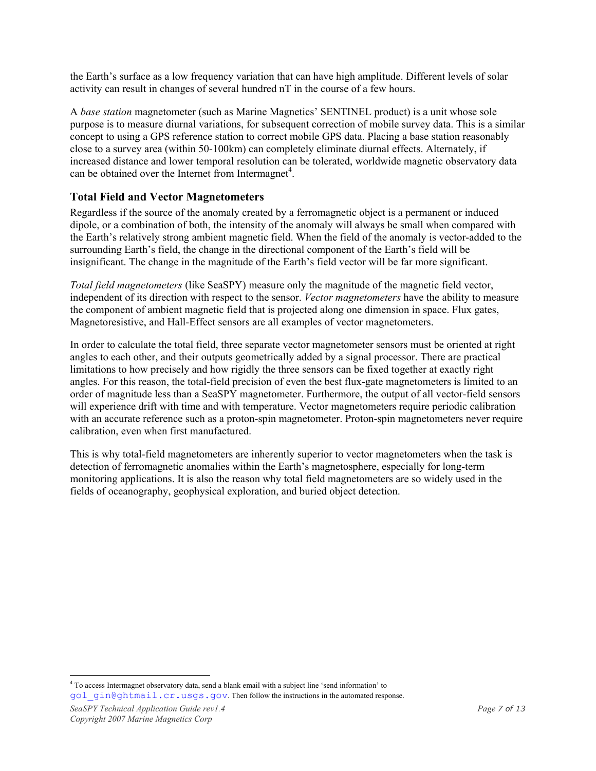the Earth's surface as a low frequency variation that can have high amplitude. Different levels of solar activity can result in changes of several hundred nT in the course of a few hours.

A *base station* magnetometer (such as Marine Magnetics' SENTINEL product) is a unit whose sole purpose is to measure diurnal variations, for subsequent correction of mobile survey data. This is a similar concept to using a GPS reference station to correct mobile GPS data. Placing a base station reasonably close to a survey area (within 50-100km) can completely eliminate diurnal effects. Alternately, if increased distance and lower temporal resolution can be tolerated, worldwide magnetic observatory data can be obtained over the Internet from Intermagnet[4].

## Total Field and Vector Magnetometers

Regardless if the source of the anomaly created by a ferromagnetic object is a permanent or induced dipole, or a combination of both, the intensity of the anomaly will always be small when compared with the Earth's relatively strong ambient magnetic field. When the field of the anomaly is vector-added to the surrounding Earth's field, the change in the directional component of the Earth's field will be insignificant. The change in the magnitude of the Earth's field vector will be far more significant.

*Total field magnetometers* (like SeaSPY) measure only the magnitude of the magnetic field vector, independent of its direction with respect to the sensor. *Vector magnetometers* have the ability to measure the component of ambient magnetic field that is projected along one dimension in space. Flux gates, Magnetoresistive, and Hall-Effect sensors are all examples of vector magnetometers.

In order to calculate the total field, three separate vector magnetometer sensors must be oriented at right angles to each other, and their outputs geometrically added by a signal processor. There are practical limitations to how precisely and how rigidly the three sensors can be fixed together at exactly right angles. For this reason, the total-field precision of even the best flux-gate magnetometers is limited to an order of magnitude less than a SeaSPY magnetometer. Furthermore, the output of all vector-field sensors will experience drift with time and with temperature. Vector magnetometers require periodic calibration with an accurate reference such as a proton-spin magnetometer. Proton-spin magnetometers never require calibration, even when first manufactured.

This is why total-field magnetometers are inherently superior to vector magnetometers when the task is detection of ferromagnetic anomalies within the Earth's magnetosphere, especially for long-term monitoring applications. It is also the reason why total field magnetometers are so widely used in the fields of oceanography, geophysical exploration, and buried object detection.

---

[4] To access Intermagnet observatory data, send a blank email with a subject line 'send information' to gol_gin@ghtmail.cr.usgs.gov. Then follow the instructions in the automated response.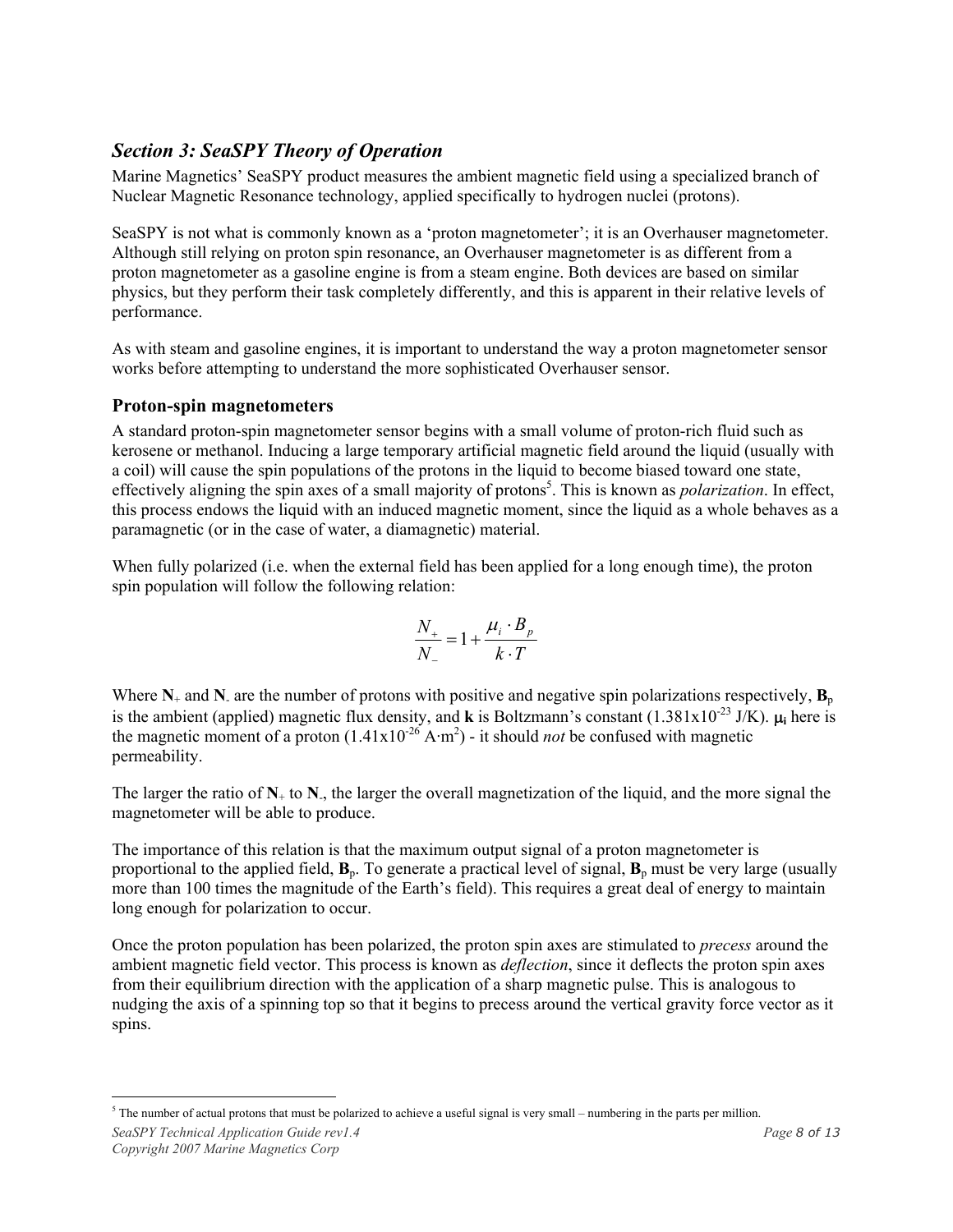## *Section 3: SeaSPY Theory of Operation*

Marine Magnetics' SeaSPY product measures the ambient magnetic field using a specialized branch of Nuclear Magnetic Resonance technology, applied specifically to hydrogen nuclei (protons).

SeaSPY is not what is commonly known as a 'proton magnetometer'; it is an Overhauser magnetometer. Although still relying on proton spin resonance, an Overhauser magnetometer is as different from a proton magnetometer as a gasoline engine is from a steam engine. Both devices are based on similar physics, but they perform their task completely differently, and this is apparent in their relative levels of performance.

As with steam and gasoline engines, it is important to understand the way a proton magnetometer sensor works before attempting to understand the more sophisticated Overhauser sensor.

### Proton-spin magnetometers

A standard proton-spin magnetometer sensor begins with a small volume of proton-rich fluid such as kerosene or methanol. Inducing a large temporary artificial magnetic field around the liquid (usually with a coil) will cause the spin populations of the protons in the liquid to become biased toward one state, effectively aligning the spin axes of a small majority of protons[5]. This is known as *polarization*. In effect, this process endows the liquid with an induced magnetic moment, since the liquid as a whole behaves as a paramagnetic (or in the case of water, a diamagnetic) material.

When fully polarized (i.e. when the external field has been applied for a long enough time), the proton spin population will follow the following relation:

$$\frac{N_+}{N_-} = 1 + \frac{\mu_i \cdot B_p}{k \cdot T}$$

Where $\mathbf{N_+}$ and $\mathbf{N_-}$ are the number of protons with positive and negative spin polarizations respectively, $\mathbf{B}_p$ is the ambient (applied) magnetic flux density, and **k** is Boltzmann's constant ($1.381 \times 10^{-23}$ J/K). $\mu_i$ here is the magnetic moment of a proton ($1.41 \times 10^{-26}$ A·m$^2$) - it should *not* be confused with magnetic permeability.

The larger the ratio of $\mathbf{N_+}$ to $\mathbf{N_-}$, the larger the overall magnetization of the liquid, and the more signal the magnetometer will be able to produce.

The importance of this relation is that the maximum output signal of a proton magnetometer is proportional to the applied field, $\mathbf{B}_p$. To generate a practical level of signal, $\mathbf{B}_p$ must be very large (usually more than 100 times the magnitude of the Earth's field). This requires a great deal of energy to maintain long enough for polarization to occur.

Once the proton population has been polarized, the proton spin axes are stimulated to *precess* around the ambient magnetic field vector. This process is known as *deflection*, since it deflects the proton spin axes from their equilibrium direction with the application of a sharp magnetic pulse. This is analogous to nudging the axis of a spinning top so that it begins to precess around the vertical gravity force vector as it spins.

---

[5] The number of actual protons that must be polarized to achieve a useful signal is very small – numbering in the parts per million.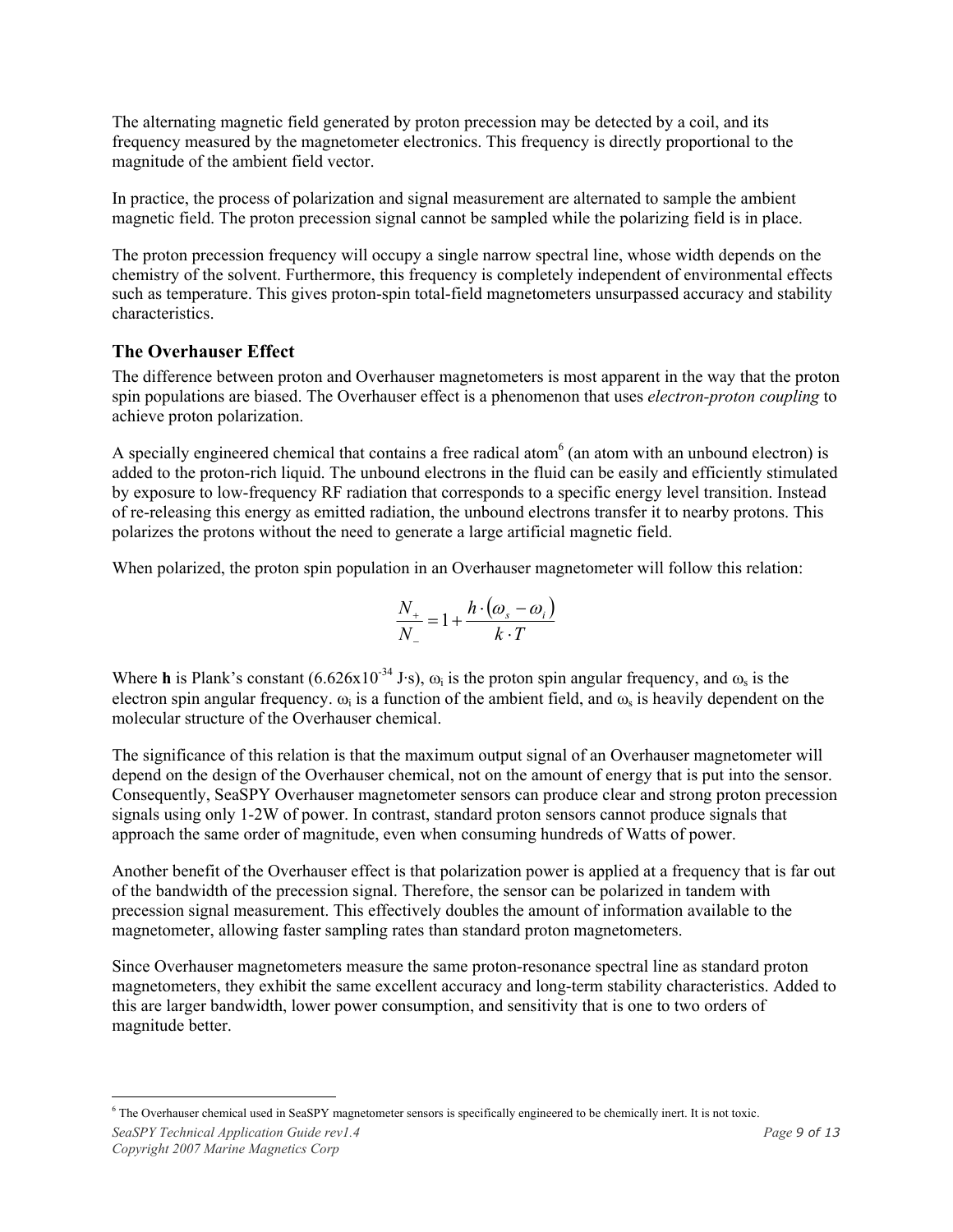The alternating magnetic field generated by proton precession may be detected by a coil, and its frequency measured by the magnetometer electronics. This frequency is directly proportional to the magnitude of the ambient field vector.

In practice, the process of polarization and signal measurement are alternated to sample the ambient magnetic field. The proton precession signal cannot be sampled while the polarizing field is in place.

The proton precession frequency will occupy a single narrow spectral line, whose width depends on the chemistry of the solvent. Furthermore, this frequency is completely independent of environmental effects such as temperature. This gives proton-spin total-field magnetometers unsurpassed accuracy and stability characteristics.

### The Overhauser Effect

The difference between proton and Overhauser magnetometers is most apparent in the way that the proton spin populations are biased. The Overhauser effect is a phenomenon that uses *electron-proton coupling* to achieve proton polarization.

A specially engineered chemical that contains a free radical atom[6] (an atom with an unbound electron) is added to the proton-rich liquid. The unbound electrons in the fluid can be easily and efficiently stimulated by exposure to low-frequency RF radiation that corresponds to a specific energy level transition. Instead of re-releasing this energy as emitted radiation, the unbound electrons transfer it to nearby protons. This polarizes the protons without the need to generate a large artificial magnetic field.

When polarized, the proton spin population in an Overhauser magnetometer will follow this relation:

$$\frac{N_+}{N_-} = 1 + \frac{h \cdot (\omega_s - \omega_i)}{k \cdot T}$$

Where **h** is Plank's constant ($6.626 \times 10^{-34}$ J·s), $\omega_i$ is the proton spin angular frequency, and $\omega_s$ is the electron spin angular frequency. $\omega_i$ is a function of the ambient field, and $\omega_s$ is heavily dependent on the molecular structure of the Overhauser chemical.

The significance of this relation is that the maximum output signal of an Overhauser magnetometer will depend on the design of the Overhauser chemical, not on the amount of energy that is put into the sensor. Consequently, SeaSPY Overhauser magnetometer sensors can produce clear and strong proton precession signals using only 1-2W of power. In contrast, standard proton sensors cannot produce signals that approach the same order of magnitude, even when consuming hundreds of Watts of power.

Another benefit of the Overhauser effect is that polarization power is applied at a frequency that is far out of the bandwidth of the precession signal. Therefore, the sensor can be polarized in tandem with precession signal measurement. This effectively doubles the amount of information available to the magnetometer, allowing faster sampling rates than standard proton magnetometers.

Since Overhauser magnetometers measure the same proton-resonance spectral line as standard proton magnetometers, they exhibit the same excellent accuracy and long-term stability characteristics. Added to this are larger bandwidth, lower power consumption, and sensitivity that is one to two orders of magnitude better.

---

[6] The Overhauser chemical used in SeaSPY magnetometer sensors is specifically engineered to be chemically inert. It is not toxic.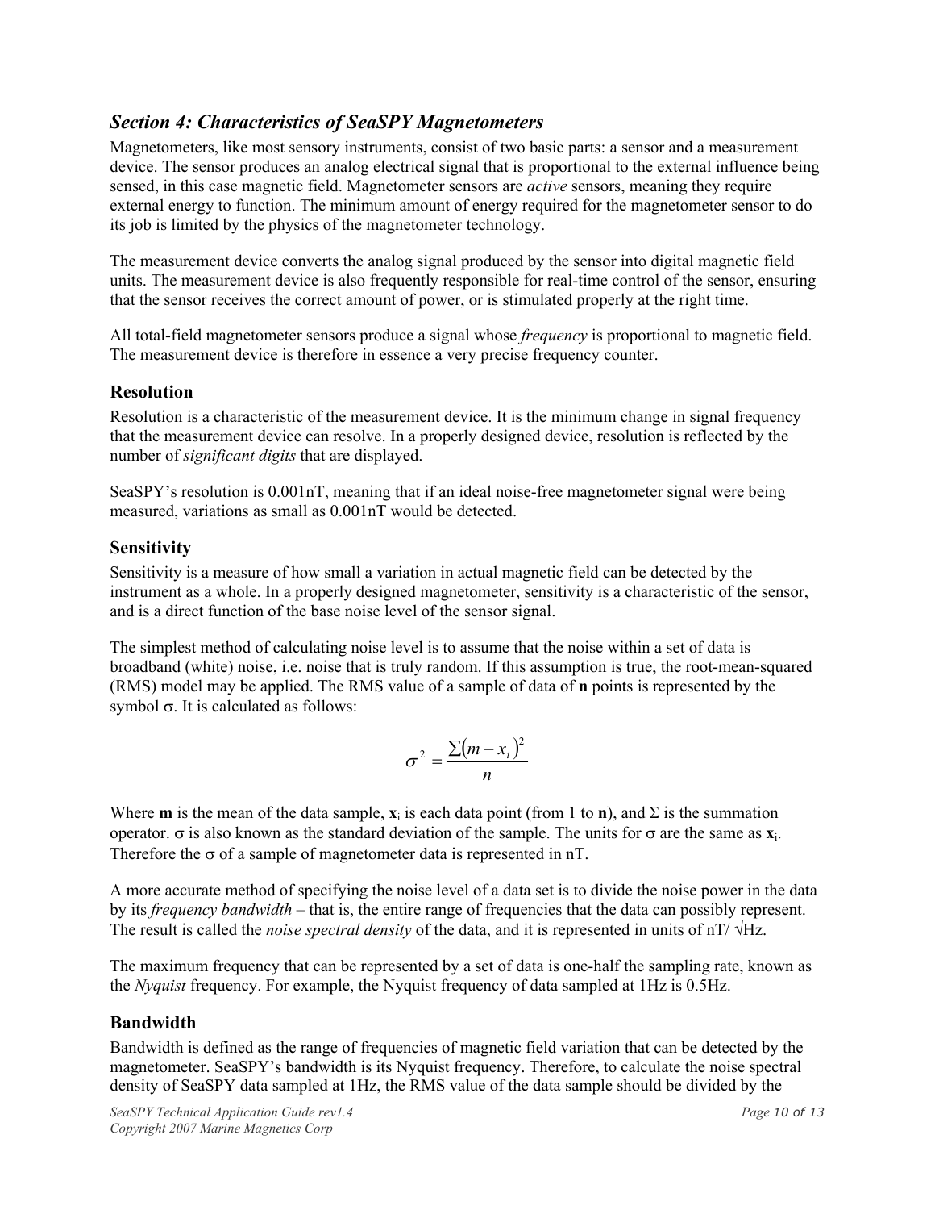## *Section 4: Characteristics of SeaSPY Magnetometers*

Magnetometers, like most sensory instruments, consist of two basic parts: a sensor and a measurement device. The sensor produces an analog electrical signal that is proportional to the external influence being sensed, in this case magnetic field. Magnetometer sensors are *active* sensors, meaning they require external energy to function. The minimum amount of energy required for the magnetometer sensor to do its job is limited by the physics of the magnetometer technology.

The measurement device converts the analog signal produced by the sensor into digital magnetic field units. The measurement device is also frequently responsible for real-time control of the sensor, ensuring that the sensor receives the correct amount of power, or is stimulated properly at the right time.

All total-field magnetometer sensors produce a signal whose *frequency* is proportional to magnetic field. The measurement device is therefore in essence a very precise frequency counter.

### Resolution

Resolution is a characteristic of the measurement device. It is the minimum change in signal frequency that the measurement device can resolve. In a properly designed device, resolution is reflected by the number of *significant digits* that are displayed.

SeaSPY's resolution is 0.001nT, meaning that if an ideal noise-free magnetometer signal were being measured, variations as small as 0.001nT would be detected.

### Sensitivity

Sensitivity is a measure of how small a variation in actual magnetic field can be detected by the instrument as a whole. In a properly designed magnetometer, sensitivity is a characteristic of the sensor, and is a direct function of the base noise level of the sensor signal.

The simplest method of calculating noise level is to assume that the noise within a set of data is broadband (white) noise, i.e. noise that is truly random. If this assumption is true, the root-mean-squared (RMS) model may be applied. The RMS value of a sample of data of **n** points is represented by the symbol $\sigma$. It is calculated as follows:

$$\sigma^2 = \frac{\sum (m - x_i)^2}{n}$$

Where **m** is the mean of the data sample, $\mathbf{x}_i$ is each data point (from 1 to **n**), and $\Sigma$ is the summation operator. $\sigma$ is also known as the standard deviation of the sample. The units for $\sigma$ are the same as $\mathbf{x}_i$. Therefore the $\sigma$ of a sample of magnetometer data is represented in nT.

A more accurate method of specifying the noise level of a data set is to divide the noise power in the data by its *frequency bandwidth* – that is, the entire range of frequencies that the data can possibly represent. The result is called the *noise spectral density* of the data, and it is represented in units of nT/ √Hz.

The maximum frequency that can be represented by a set of data is one-half the sampling rate, known as the *Nyquist* frequency. For example, the Nyquist frequency of data sampled at 1Hz is 0.5Hz.

### Bandwidth

Bandwidth is defined as the range of frequencies of magnetic field variation that can be detected by the magnetometer. SeaSPY's bandwidth is its Nyquist frequency. Therefore, to calculate the noise spectral density of SeaSPY data sampled at 1Hz, the RMS value of the data sample should be divided by the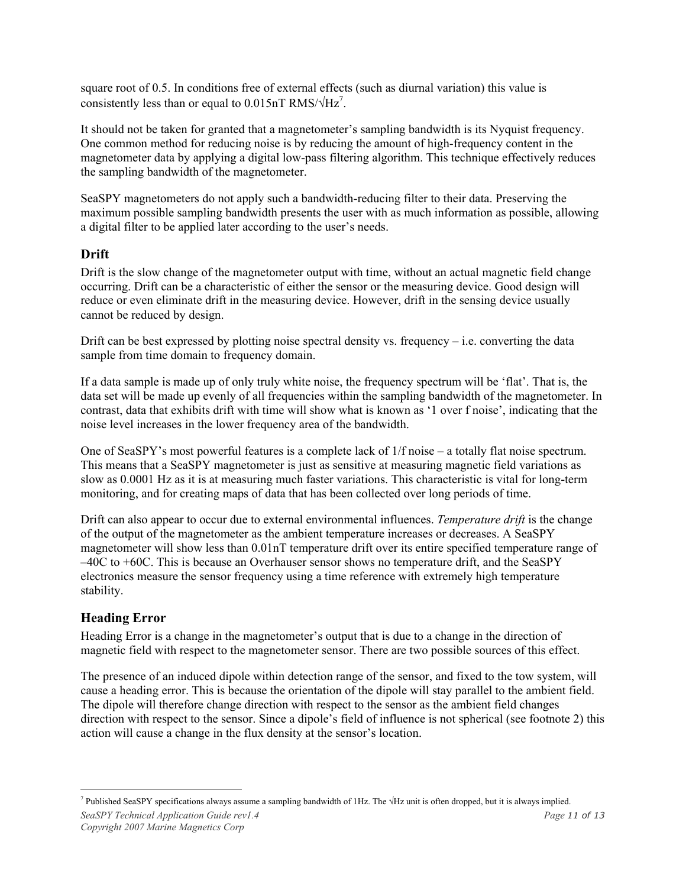square root of 0.5. In conditions free of external effects (such as diurnal variation) this value is consistently less than or equal to 0.015nT RMS/√Hz[7].

It should not be taken for granted that a magnetometer's sampling bandwidth is its Nyquist frequency. One common method for reducing noise is by reducing the amount of high-frequency content in the magnetometer data by applying a digital low-pass filtering algorithm. This technique effectively reduces the sampling bandwidth of the magnetometer.

SeaSPY magnetometers do not apply such a bandwidth-reducing filter to their data. Preserving the maximum possible sampling bandwidth presents the user with as much information as possible, allowing a digital filter to be applied later according to the user's needs.

## Drift

Drift is the slow change of the magnetometer output with time, without an actual magnetic field change occurring. Drift can be a characteristic of either the sensor or the measuring device. Good design will reduce or even eliminate drift in the measuring device. However, drift in the sensing device usually cannot be reduced by design.

Drift can be best expressed by plotting noise spectral density vs. frequency – i.e. converting the data sample from time domain to frequency domain.

If a data sample is made up of only truly white noise, the frequency spectrum will be 'flat'. That is, the data set will be made up evenly of all frequencies within the sampling bandwidth of the magnetometer. In contrast, data that exhibits drift with time will show what is known as '1 over f noise', indicating that the noise level increases in the lower frequency area of the bandwidth.

One of SeaSPY's most powerful features is a complete lack of 1/f noise – a totally flat noise spectrum. This means that a SeaSPY magnetometer is just as sensitive at measuring magnetic field variations as slow as 0.0001 Hz as it is at measuring much faster variations. This characteristic is vital for long-term monitoring, and for creating maps of data that has been collected over long periods of time.

Drift can also appear to occur due to external environmental influences. *Temperature drift* is the change of the output of the magnetometer as the ambient temperature increases or decreases. A SeaSPY magnetometer will show less than 0.01nT temperature drift over its entire specified temperature range of –40C to +60C. This is because an Overhauser sensor shows no temperature drift, and the SeaSPY electronics measure the sensor frequency using a time reference with extremely high temperature stability.

## Heading Error

Heading Error is a change in the magnetometer's output that is due to a change in the direction of magnetic field with respect to the magnetometer sensor. There are two possible sources of this effect.

The presence of an induced dipole within detection range of the sensor, and fixed to the tow system, will cause a heading error. This is because the orientation of the dipole will stay parallel to the ambient field. The dipole will therefore change direction with respect to the sensor as the ambient field changes direction with respect to the sensor. Since a dipole's field of influence is not spherical (see footnote 2) this action will cause a change in the flux density at the sensor's location.

---

[7] Published SeaSPY specifications always assume a sampling bandwidth of 1Hz. The √Hz unit is often dropped, but it is always implied.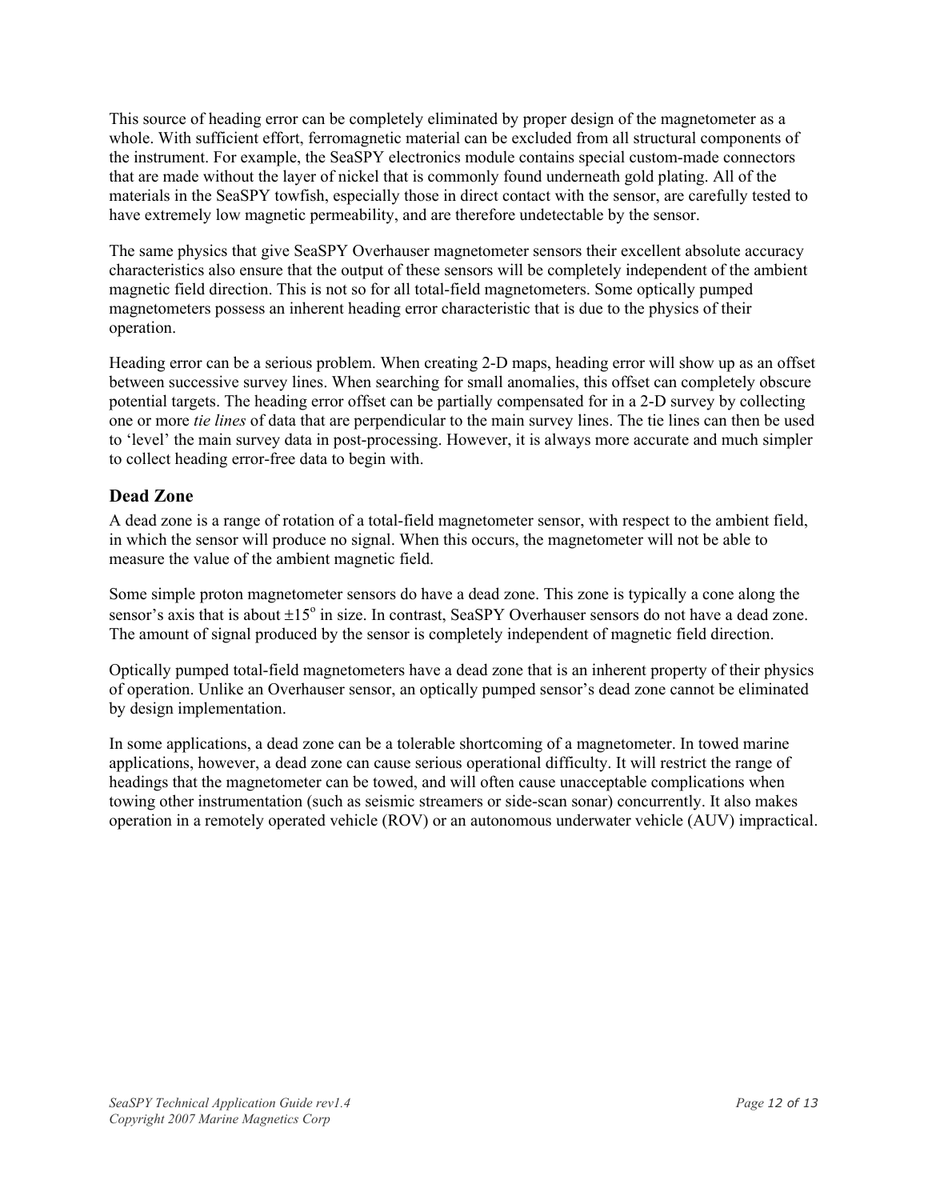This source of heading error can be completely eliminated by proper design of the magnetometer as a whole. With sufficient effort, ferromagnetic material can be excluded from all structural components of the instrument. For example, the SeaSPY electronics module contains special custom-made connectors that are made without the layer of nickel that is commonly found underneath gold plating. All of the materials in the SeaSPY towfish, especially those in direct contact with the sensor, are carefully tested to have extremely low magnetic permeability, and are therefore undetectable by the sensor.

The same physics that give SeaSPY Overhauser magnetometer sensors their excellent absolute accuracy characteristics also ensure that the output of these sensors will be completely independent of the ambient magnetic field direction. This is not so for all total-field magnetometers. Some optically pumped magnetometers possess an inherent heading error characteristic that is due to the physics of their operation.

Heading error can be a serious problem. When creating 2-D maps, heading error will show up as an offset between successive survey lines. When searching for small anomalies, this offset can completely obscure potential targets. The heading error offset can be partially compensated for in a 2-D survey by collecting one or more *tie lines* of data that are perpendicular to the main survey lines. The tie lines can then be used to 'level' the main survey data in post-processing. However, it is always more accurate and much simpler to collect heading error-free data to begin with.

## Dead Zone

A dead zone is a range of rotation of a total-field magnetometer sensor, with respect to the ambient field, in which the sensor will produce no signal. When this occurs, the magnetometer will not be able to measure the value of the ambient magnetic field.

Some simple proton magnetometer sensors do have a dead zone. This zone is typically a cone along the sensor's axis that is about $\pm 15^{\circ}$ in size. In contrast, SeaSPY Overhauser sensors do not have a dead zone. The amount of signal produced by the sensor is completely independent of magnetic field direction.

Optically pumped total-field magnetometers have a dead zone that is an inherent property of their physics of operation. Unlike an Overhauser sensor, an optically pumped sensor's dead zone cannot be eliminated by design implementation.

In some applications, a dead zone can be a tolerable shortcoming of a magnetometer. In towed marine applications, however, a dead zone can cause serious operational difficulty. It will restrict the range of headings that the magnetometer can be towed, and will often cause unacceptable complications when towing other instrumentation (such as seismic streamers or side-scan sonar) concurrently. It also makes operation in a remotely operated vehicle (ROV) or an autonomous underwater vehicle (AUV) impractical.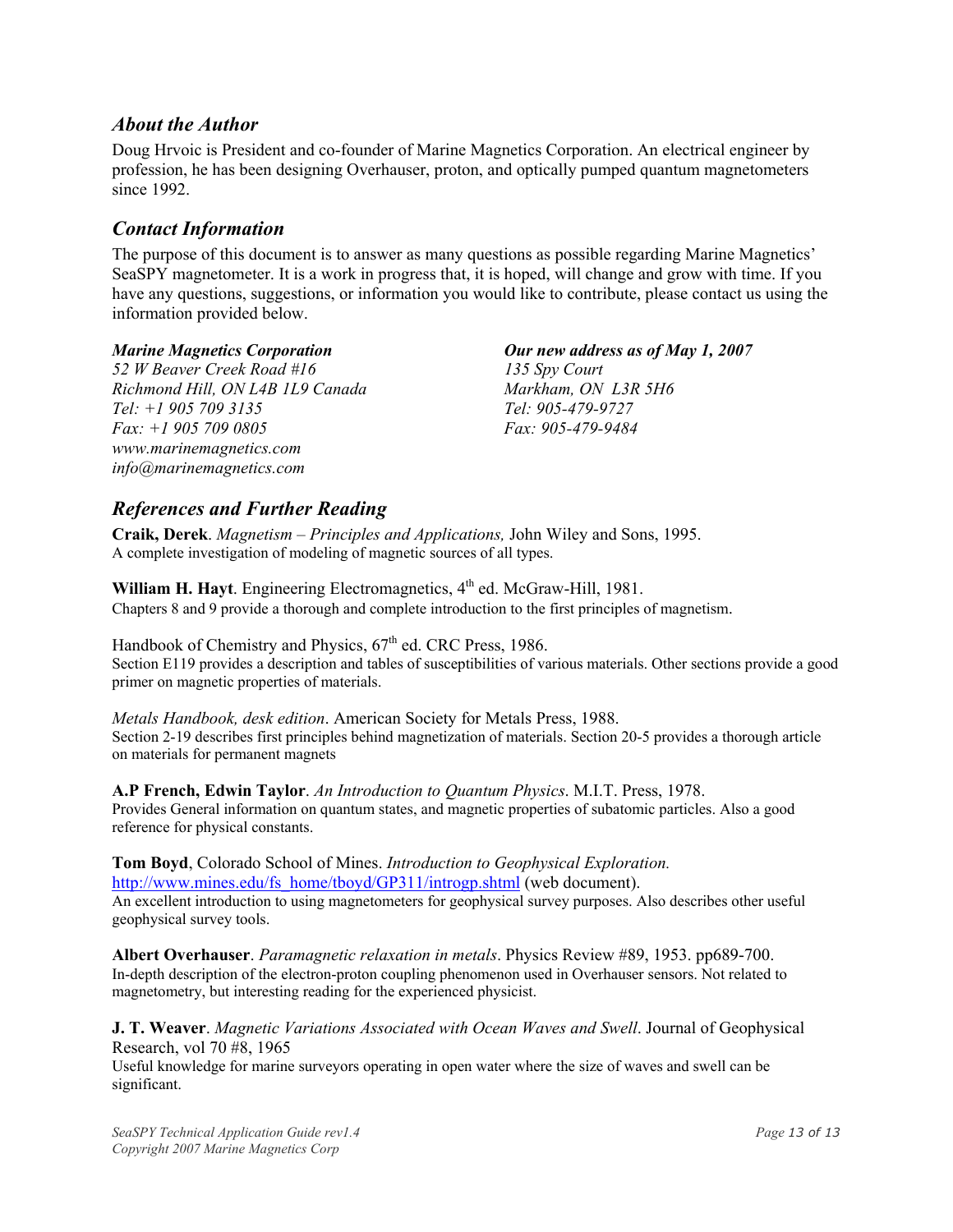## *About the Author*

Doug Hrvoic is President and co-founder of Marine Magnetics Corporation. An electrical engineer by profession, he has been designing Overhauser, proton, and optically pumped quantum magnetometers since 1992.

## *Contact Information*

The purpose of this document is to answer as many questions as possible regarding Marine Magnetics' SeaSPY magnetometer. It is a work in progress that, it is hoped, will change and grow with time. If you have any questions, suggestions, or information you would like to contribute, please contact us using the information provided below.

***Marine Magnetics Corporation***
*52 W Beaver Creek Road #16*
*Richmond Hill, ON L4B 1L9 Canada*
*Tel: +1 905 709 3135*
*Fax: +1 905 709 0805*
*www.marinemagnetics.com*
*info@marinemagnetics.com*

***Our new address as of May 1, 2007***
*135 Spy Court*
*Markham, ON L3R 5H6*
*Tel: 905-479-9727*
*Fax: 905-479-9484*

## *References and Further Reading*

**Craik, Derek**. *Magnetism – Principles and Applications,* John Wiley and Sons, 1995.
A complete investigation of modeling of magnetic sources of all types.

**William H. Hayt**. Engineering Electromagnetics, 4th ed. McGraw-Hill, 1981.
Chapters 8 and 9 provide a thorough and complete introduction to the first principles of magnetism.

Handbook of Chemistry and Physics, 67th ed. CRC Press, 1986.
Section E119 provides a description and tables of susceptibilities of various materials. Other sections provide a good primer on magnetic properties of materials.

*Metals Handbook, desk edition*. American Society for Metals Press, 1988.
Section 2-19 describes first principles behind magnetization of materials. Section 20-5 provides a thorough article on materials for permanent magnets

**A.P French, Edwin Taylor**. *An Introduction to Quantum Physics*. M.I.T. Press, 1978.
Provides General information on quantum states, and magnetic properties of subatomic particles. Also a good reference for physical constants.

**Tom Boyd**, Colorado School of Mines. *Introduction to Geophysical Exploration.* http://www.mines.edu/fs_home/tboyd/GP311/introgp.shtml (web document).
An excellent introduction to using magnetometers for geophysical survey purposes. Also describes other useful geophysical survey tools.

**Albert Overhauser**. *Paramagnetic relaxation in metals*. Physics Review #89, 1953. pp689-700.
In-depth description of the electron-proton coupling phenomenon used in Overhauser sensors. Not related to magnetometry, but interesting reading for the experienced physicist.

**J. T. Weaver**. *Magnetic Variations Associated with Ocean Waves and Swell*. Journal of Geophysical Research, vol 70 #8, 1965
Useful knowledge for marine surveyors operating in open water where the size of waves and swell can be significant.